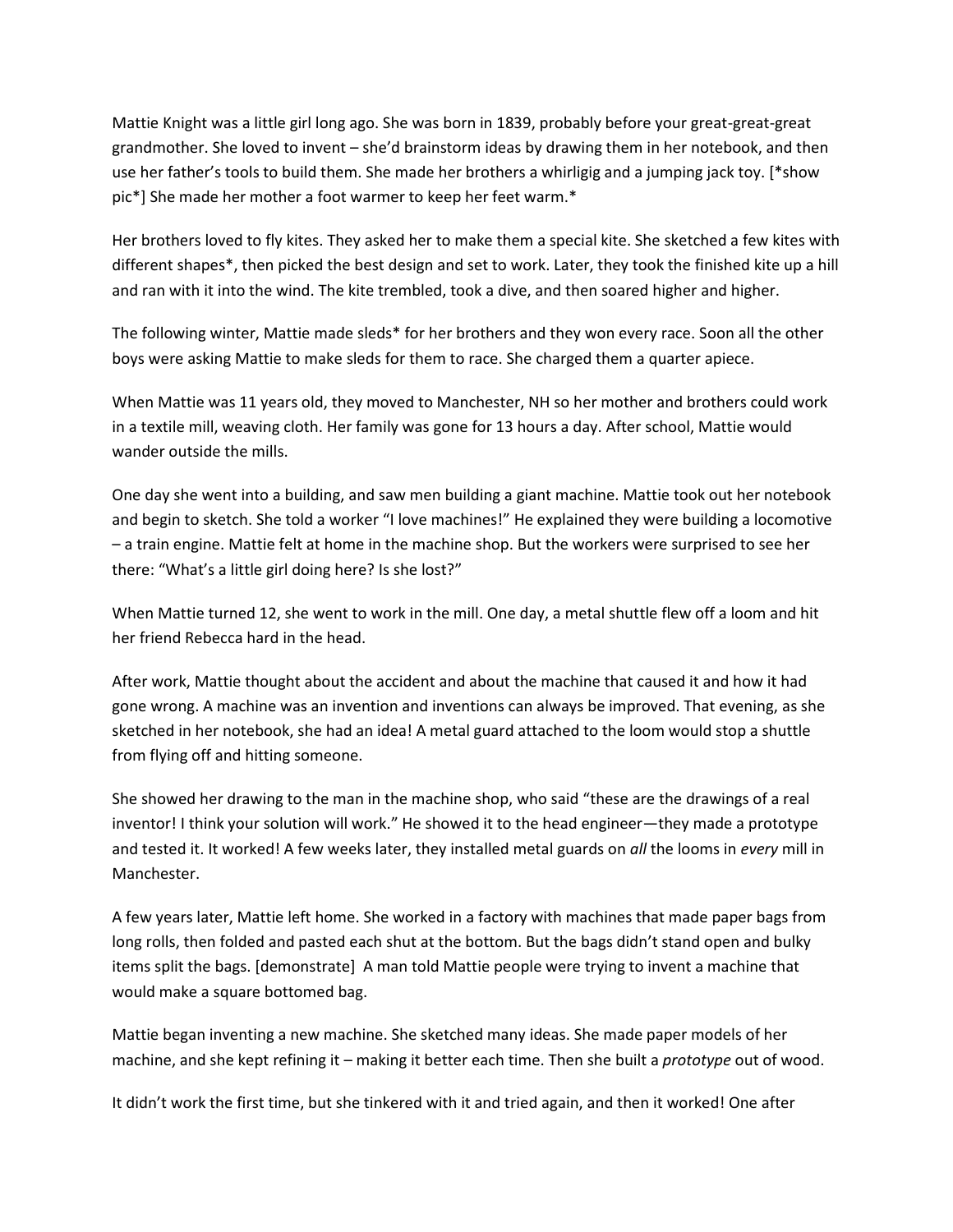Mattie Knight was a little girl long ago. She was born in 1839, probably before your great-great-great grandmother. She loved to invent – she'd brainstorm ideas by drawing them in her notebook, and then use her father's tools to build them. She made her brothers a whirligig and a jumping jack toy. [*show pic*] She made her mother a foot warmer to keep her feet warm.*

Her brothers loved to fly kites. They asked her to make them a special kite. She sketched a few kites with different shapes*, then picked the best design and set to work. Later, they took the finished kite up a hill and ran with it into the wind. The kite trembled, took a dive, and then soared higher and higher.

The following winter, Mattie made sleds* for her brothers and they won every race. Soon all the other boys were asking Mattie to make sleds for them to race. She charged them a quarter apiece.

When Mattie was 11 years old, they moved to Manchester, NH so her mother and brothers could work in a textile mill, weaving cloth. Her family was gone for 13 hours a day. After school, Mattie would wander outside the mills.

One day she went into a building, and saw men building a giant machine. Mattie took out her notebook and begin to sketch. She told a worker "I love machines!" He explained they were building a locomotive – a train engine. Mattie felt at home in the machine shop. But the workers were surprised to see her there: "What's a little girl doing here? Is she lost?"

When Mattie turned 12, she went to work in the mill. One day, a metal shuttle flew off a loom and hit her friend Rebecca hard in the head.

After work, Mattie thought about the accident and about the machine that caused it and how it had gone wrong. A machine was an invention and inventions can always be improved. That evening, as she sketched in her notebook, she had an idea! A metal guard attached to the loom would stop a shuttle from flying off and hitting someone.

She showed her drawing to the man in the machine shop, who said "these are the drawings of a real inventor! I think your solution will work." He showed it to the head engineer—they made a prototype and tested it. It worked! A few weeks later, they installed metal guards on *all* the looms in *every* mill in Manchester.

A few years later, Mattie left home. She worked in a factory with machines that made paper bags from long rolls, then folded and pasted each shut at the bottom. But the bags didn't stand open and bulky items split the bags. [demonstrate] A man told Mattie people were trying to invent a machine that would make a square bottomed bag.

Mattie began inventing a new machine. She sketched many ideas. She made paper models of her machine, and she kept refining it – making it better each time. Then she built a *prototype* out of wood.

It didn't work the first time, but she tinkered with it and tried again, and then it worked! One after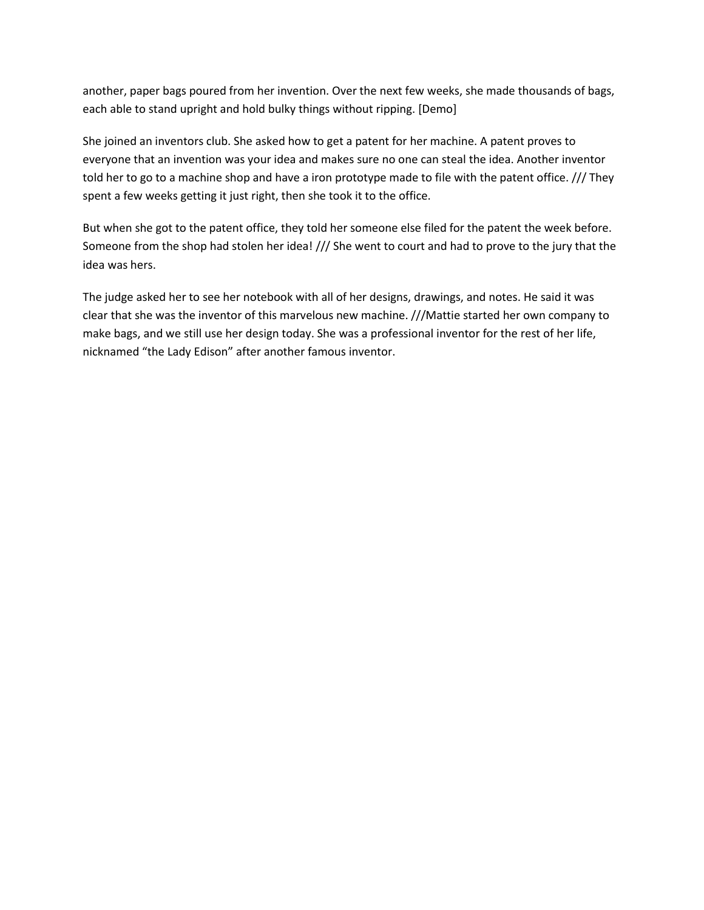another, paper bags poured from her invention. Over the next few weeks, she made thousands of bags, each able to stand upright and hold bulky things without ripping. [Demo]

She joined an inventors club. She asked how to get a patent for her machine. A patent proves to everyone that an invention was your idea and makes sure no one can steal the idea. Another inventor told her to go to a machine shop and have a iron prototype made to file with the patent office. /// They spent a few weeks getting it just right, then she took it to the office.

But when she got to the patent office, they told her someone else filed for the patent the week before. Someone from the shop had stolen her idea! /// She went to court and had to prove to the jury that the idea was hers.

The judge asked her to see her notebook with all of her designs, drawings, and notes. He said it was clear that she was the inventor of this marvelous new machine. ///Mattie started her own company to make bags, and we still use her design today. She was a professional inventor for the rest of her life, nicknamed “the Lady Edison” after another famous inventor.